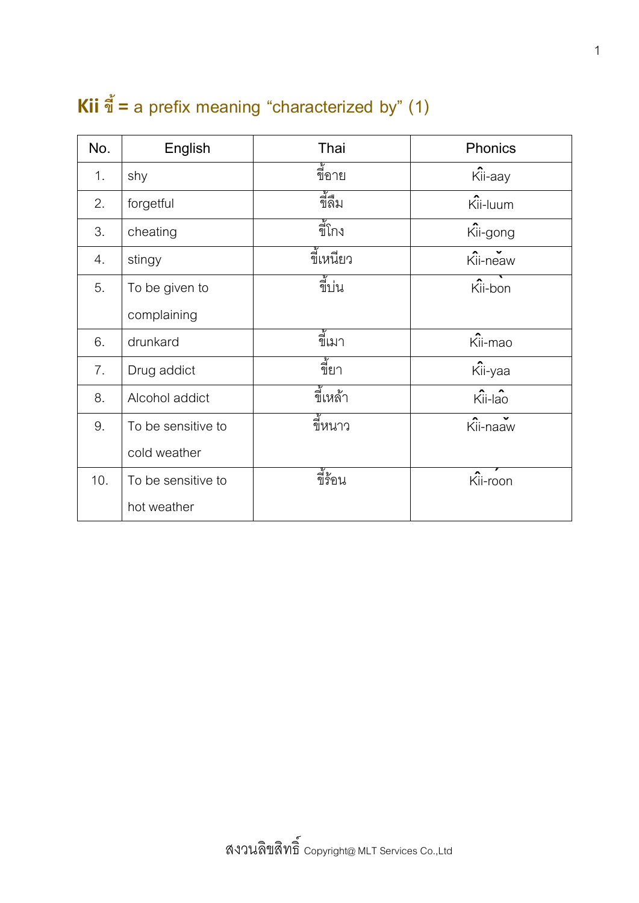## **Kii ขี้ =** a prefix meaning "characterized by" (1)

| No. | English | Thai | Phonics |
|---|---|---|---|
| 1. | shy | ขี้อาย | Kîi-aay |
| 2. | forgetful | ขี้ลืม | Kîi-luum |
| 3. | cheating | ขี้โกง | Kîi-gong |
| 4. | stingy | ขี้เหนียว | Kîi-neǎw |
| 5. | To be given to complaining | ขี้บ่น | Kîi-bòn |
| 6. | drunkard | ขี้เมา | Kîi-mao |
| 7. | Drug addict | ขี้ยา | Kîi-yaa |
| 8. | Alcohol addict | ขี้เหล้า | Kîi-lâo |
| 9. | To be sensitive to cold weather | ขี้หนาว | Kîi-nǎaw |
| 10. | To be sensitive to hot weather | ขี้ร้อน | Kîi-róon |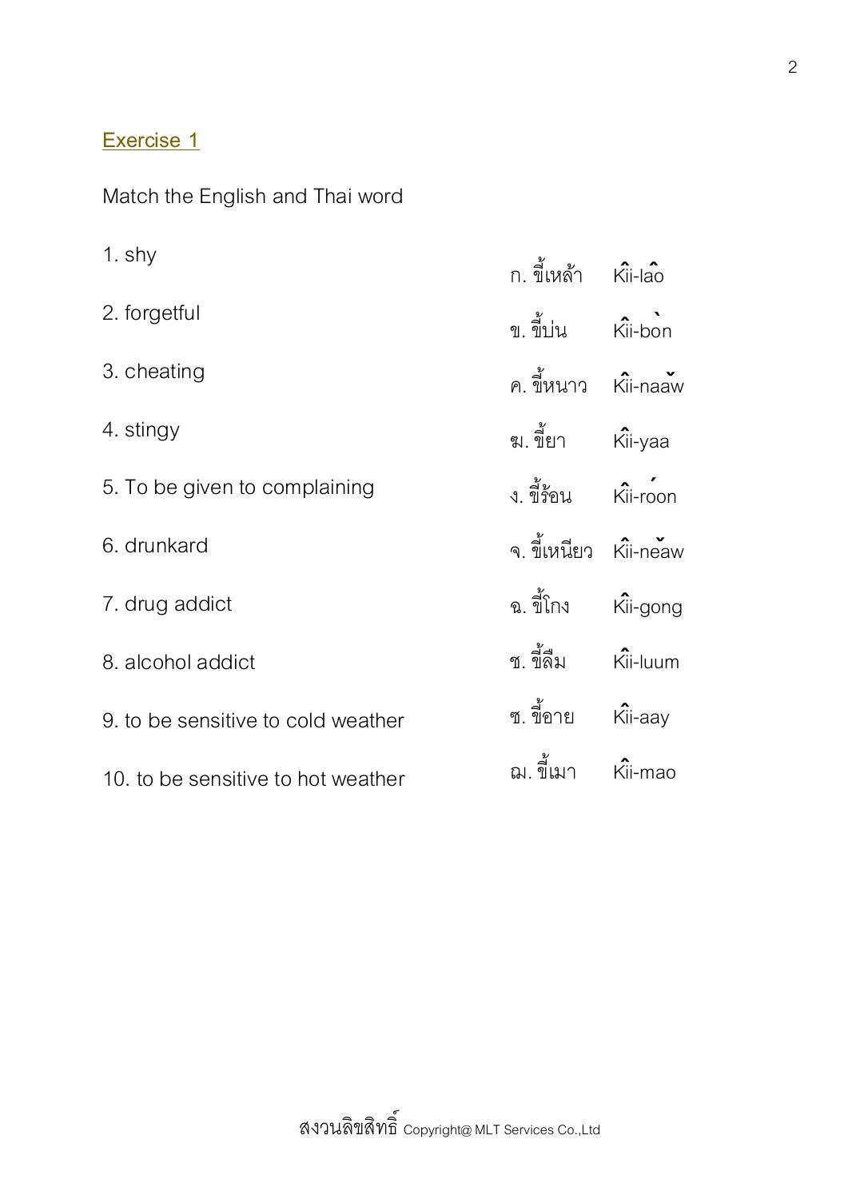## Exercise 1

Match the English and Thai word

| English | Thai | Transliteration |
|---|---|---|
| 1. shy | ก. ขี้เหล้า | Kîi-lâo |
| 2. forgetful | ข. ขี้บ่น | Kîi-bòn |
| 3. cheating | ค. ขี้หนาว | Kîi-naǎw |
| 4. stingy | ฆ. ขี้ยา | Kîi-yaa |
| 5. To be given to complaining | ง. ขี้ร้อน | Kîi-róon |
| 6. drunkard | จ. ขี้เหนียว | Kîi-neǎw |
| 7. drug addict | ฉ. ขี้โกง | Kîi-gong |
| 8. alcohol addict | ช. ขี้ลืม | Kîi-luum |
| 9. to be sensitive to cold weather | ซ. ขี้อาย | Kîi-aay |
| 10. to be sensitive to hot weather | ฌ. ขี้เมา | Kîi-mao |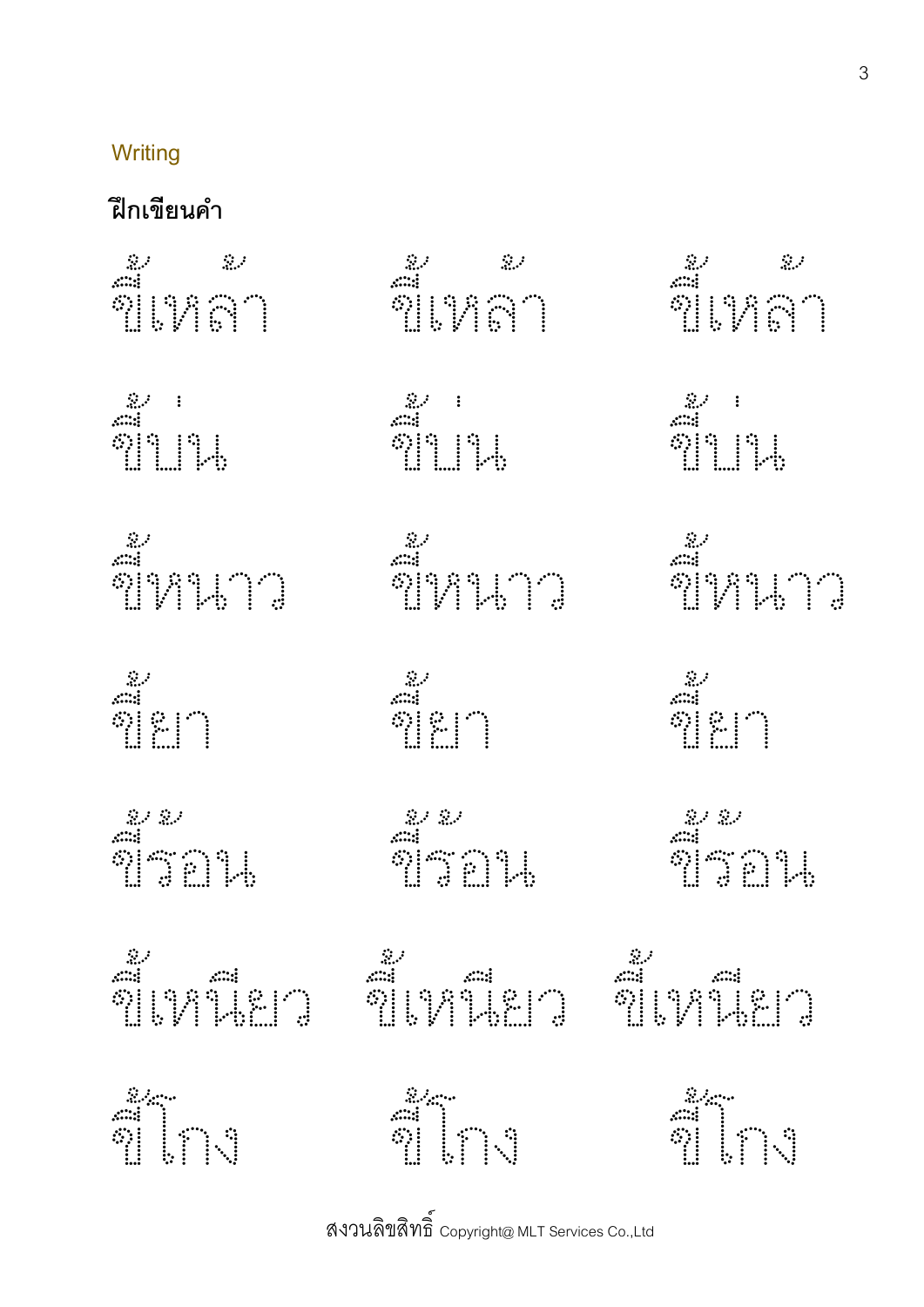Writing

**ฝึกเขียนคำ**

ขี้เหล้า ขี้เหล้า ขี้เหล้า

ขี้บ่น ขี้บ่น ขี้บ่น

ขี้หนาว ขี้หนาว ขี้หนาว

ขี้ยา ขี้ยา ขี้ยา

ขี้ร้อน ขี้ร้อน ขี้ร้อน

ขี้เหนียว ขี้เหนียว ขี้เหนียว

ขี้โกง ขี้โกง ขี้โกง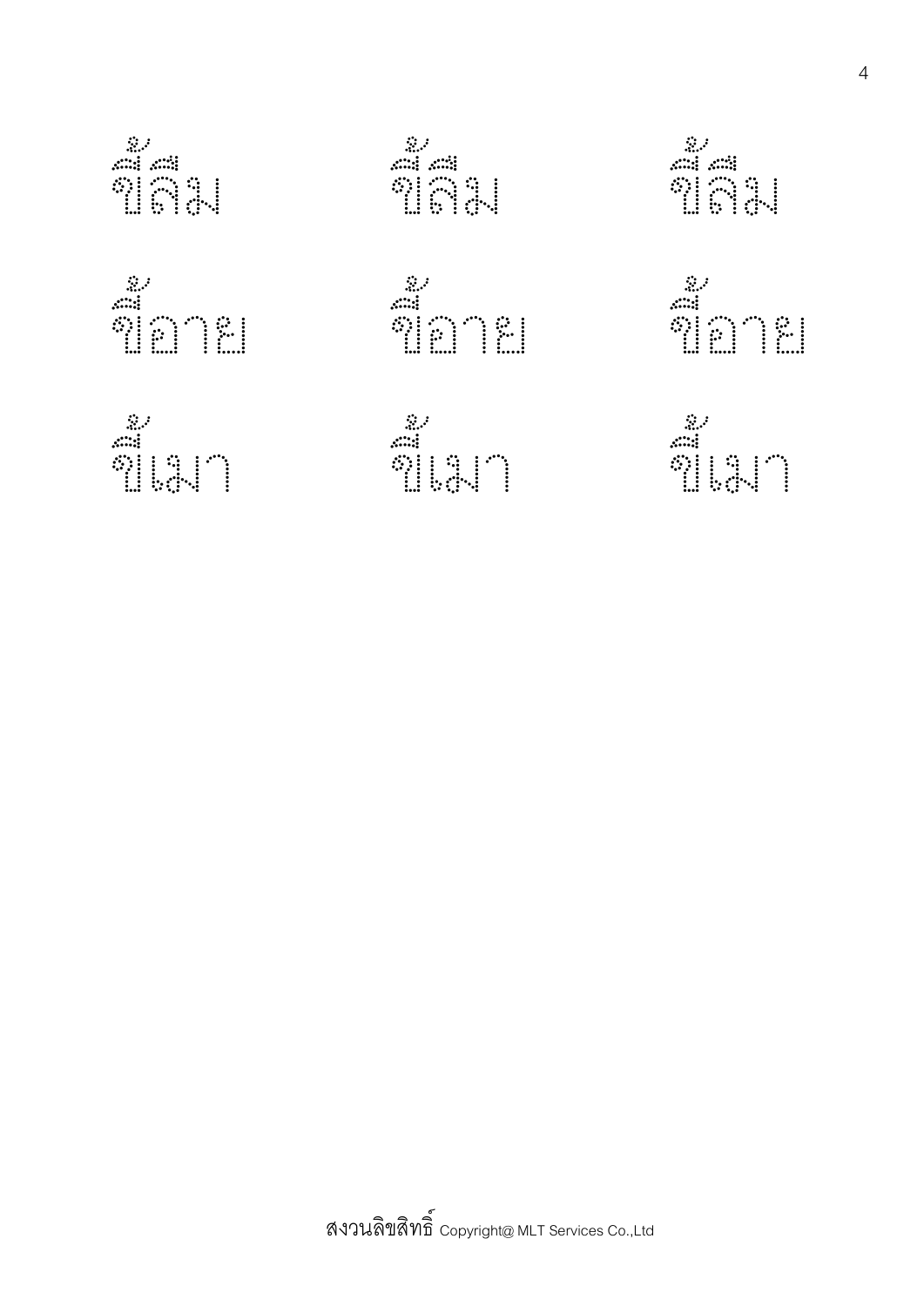ขี้ลืม ขี้ลืม ขี้ลืม

ขี้อาย ขี้อาย ขี้อาย

ขี้เมา ขี้เมา ขี้เมา